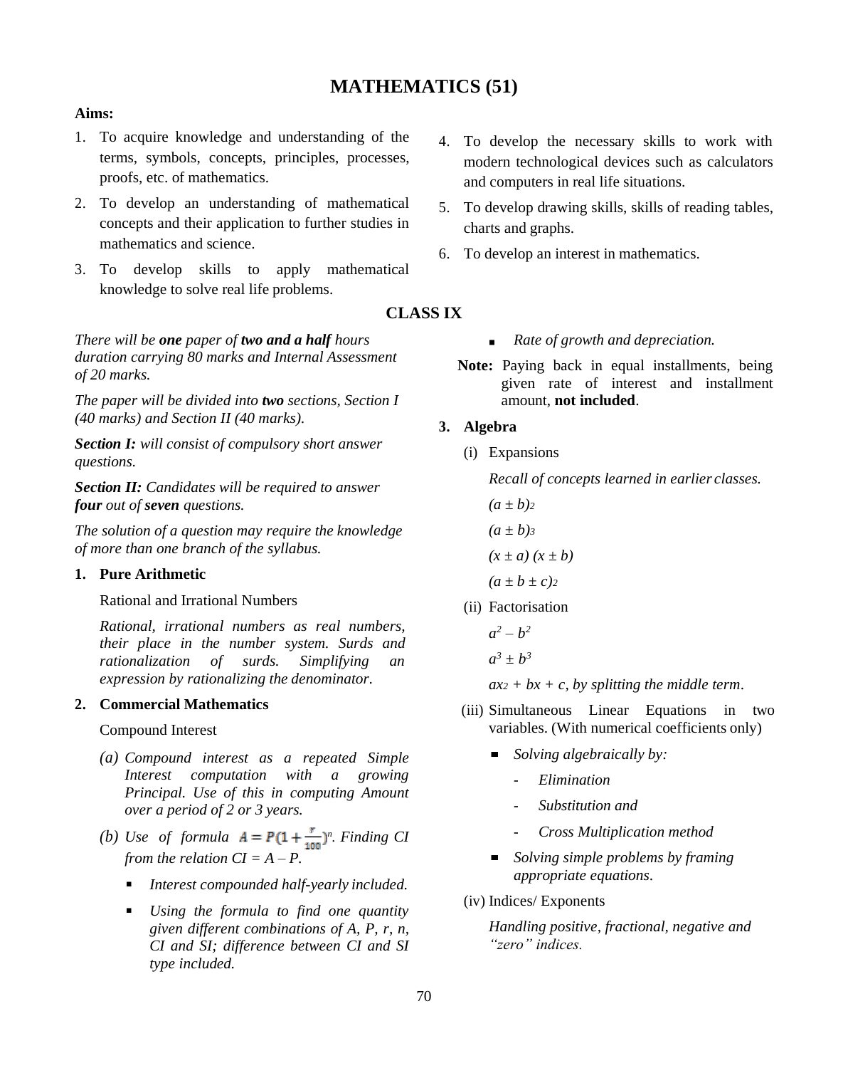# MATHEMATICS (51)

**Aims:**

1. To acquire knowledge and understanding of the terms, symbols, concepts, principles, processes, proofs, etc. of mathematics.
2. To develop an understanding of mathematical concepts and their application to further studies in mathematics and science.
3. To develop skills to apply mathematical knowledge to solve real life problems.
4. To develop the necessary skills to work with modern technological devices such as calculators and computers in real life situations.
5. To develop drawing skills, skills of reading tables, charts and graphs.
6. To develop an interest in mathematics.

## CLASS IX

*There will be **one** paper of **two and a half** hours duration carrying 80 marks and Internal Assessment of 20 marks.*

*The paper will be divided into **two** sections, Section I (40 marks) and Section II (40 marks).*

***Section I:** will consist of compulsory short answer questions.*

***Section II:** Candidates will be required to answer **four** out of **seven** questions.*

*The solution of a question may require the knowledge of more than one branch of the syllabus.*

### 1. Pure Arithmetic

Rational and Irrational Numbers

*Rational, irrational numbers as real numbers, their place in the number system. Surds and rationalization of surds. Simplifying an expression by rationalizing the denominator.*

### 2. Commercial Mathematics

Compound Interest

*(a) Compound interest as a repeated Simple Interest computation with a growing Principal. Use of this in computing Amount over a period of 2 or 3 years.*

*(b) Use of formula $A = P\left(1 + \frac{r}{100}\right)^n$. Finding CI from the relation CI = A – P.*

- *Interest compounded half-yearly included.*
- *Using the formula to find one quantity given different combinations of A, P, r, n, CI and SI; difference between CI and SI type included.*
- *Rate of growth and depreciation.*

**Note:** Paying back in equal installments, being given rate of interest and installment amount, **not included**.

### 3. Algebra

(i) Expansions

*Recall of concepts learned in earlier classes.*

$(a \pm b)^2$

$(a \pm b)^3$

$(x \pm a)(x \pm b)$

$(a \pm b \pm c)^2$

(ii) Factorisation

$a^2 - b^2$

$a^3 \pm b^3$

$ax^2 + bx + c$, *by splitting the middle term*.

(iii) Simultaneous Linear Equations in two variables. (With numerical coefficients only)

- *Solving algebraically by:*
  - *Elimination*
  - *Substitution and*
  - *Cross Multiplication method*
- *Solving simple problems by framing appropriate equations.*

(iv) Indices/ Exponents

*Handling positive, fractional, negative and "zero" indices.*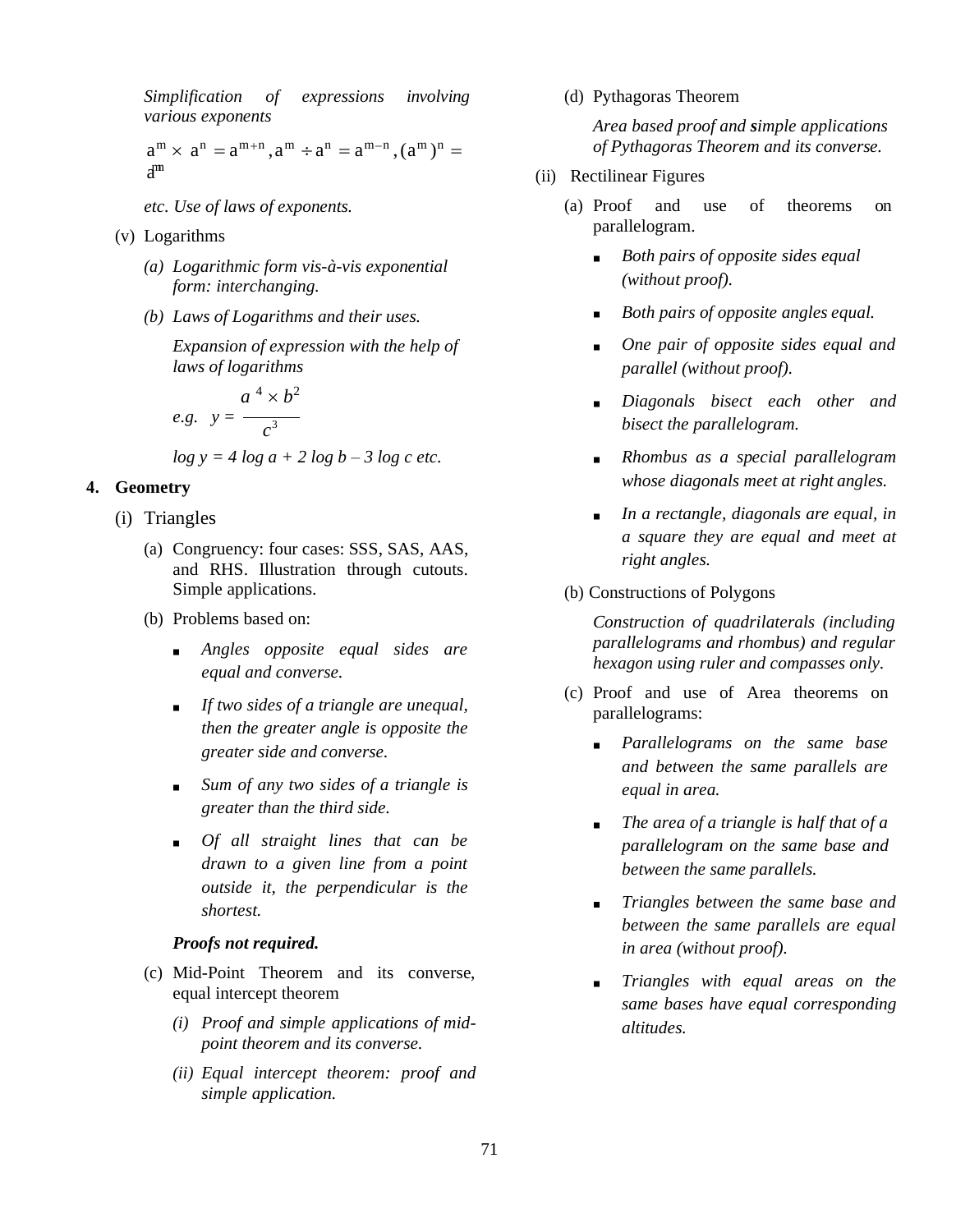*Simplification of expressions involving various exponents*

$a^m \times a^n = a^{m+n}, a^m \div a^n = a^{m-n}, (a^m)^n = a^{mn}$

*etc. Use of laws of exponents.*

(v) Logarithms

*(a) Logarithmic form vis-à-vis exponential form: interchanging.*

*(b) Laws of Logarithms and their uses.*

*Expansion of expression with the help of laws of logarithms*

*e.g.* $y = \dfrac{a^4 \times b^2}{c^3}$

$\log y = 4 \log a + 2 \log b - 3 \log c$ *etc.*

**4. Geometry**

(i) Triangles

(a) Congruency: four cases: SSS, SAS, AAS, and RHS. Illustration through cutouts. Simple applications.

(b) Problems based on:

- *Angles opposite equal sides are equal and converse.*
- *If two sides of a triangle are unequal, then the greater angle is opposite the greater side and converse.*
- *Sum of any two sides of a triangle is greater than the third side.*
- *Of all straight lines that can be drawn to a given line from a point outside it, the perpendicular is the shortest.*

***Proofs not required.***

(c) Mid-Point Theorem and its converse, equal intercept theorem

*(i) Proof and simple applications of mid-point theorem and its converse.*

*(ii) Equal intercept theorem: proof and simple application.*

(d) Pythagoras Theorem

*Area based proof and simple applications of Pythagoras Theorem and its converse.*

(ii) Rectilinear Figures

(a) Proof and use of theorems on parallelogram.

- *Both pairs of opposite sides equal (without proof).*
- *Both pairs of opposite angles equal.*
- *One pair of opposite sides equal and parallel (without proof).*
- *Diagonals bisect each other and bisect the parallelogram.*
- *Rhombus as a special parallelogram whose diagonals meet at right angles.*
- *In a rectangle, diagonals are equal, in a square they are equal and meet at right angles.*

(b) Constructions of Polygons

*Construction of quadrilaterals (including parallelograms and rhombus) and regular hexagon using ruler and compasses only.*

(c) Proof and use of Area theorems on parallelograms:

- *Parallelograms on the same base and between the same parallels are equal in area.*
- *The area of a triangle is half that of a parallelogram on the same base and between the same parallels.*
- *Triangles between the same base and between the same parallels are equal in area (without proof).*
- *Triangles with equal areas on the same bases have equal corresponding altitudes.*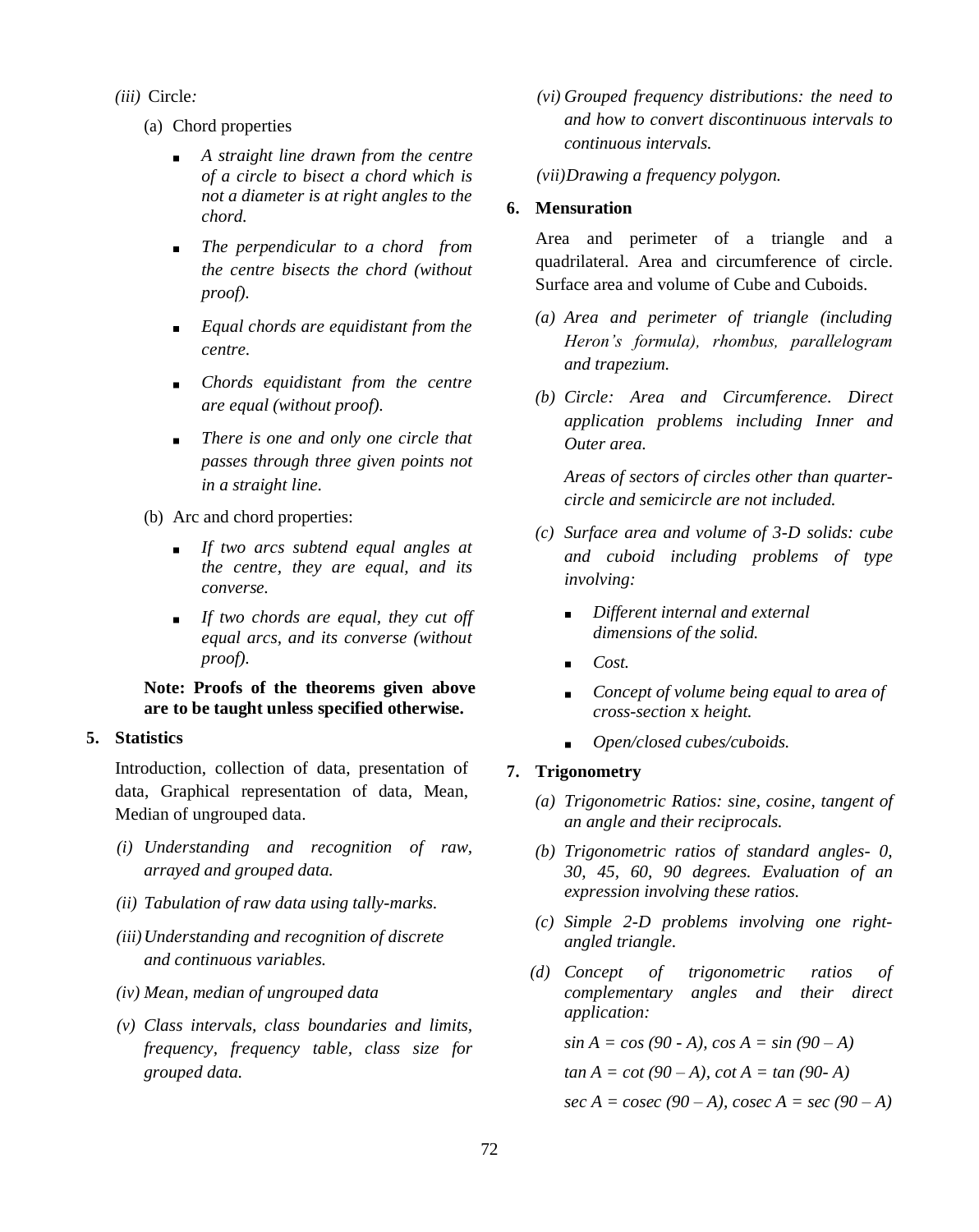*(iii)* Circle*:*

(a) Chord properties

- *A straight line drawn from the centre of a circle to bisect a chord which is not a diameter is at right angles to the chord.*
- *The perpendicular to a chord from the centre bisects the chord (without proof).*
- *Equal chords are equidistant from the centre.*
- *Chords equidistant from the centre are equal (without proof).*
- *There is one and only one circle that passes through three given points not in a straight line.*

(b) Arc and chord properties:

- *If two arcs subtend equal angles at the centre, they are equal, and its converse.*
- *If two chords are equal, they cut off equal arcs, and its converse (without proof).*

**Note: Proofs of the theorems given above are to be taught unless specified otherwise.**

**5. Statistics**

Introduction, collection of data, presentation of data, Graphical representation of data, Mean, Median of ungrouped data.

*(i) Understanding and recognition of raw, arrayed and grouped data.*

*(ii) Tabulation of raw data using tally-marks.*

*(iii) Understanding and recognition of discrete and continuous variables.*

*(iv) Mean, median of ungrouped data*

*(v) Class intervals, class boundaries and limits, frequency, frequency table, class size for grouped data.*

*(vi) Grouped frequency distributions: the need to and how to convert discontinuous intervals to continuous intervals.*

*(vii) Drawing a frequency polygon.*

**6. Mensuration**

Area and perimeter of a triangle and a quadrilateral. Area and circumference of circle. Surface area and volume of Cube and Cuboids.

*(a) Area and perimeter of triangle (including Heron's formula), rhombus, parallelogram and trapezium.*

*(b) Circle: Area and Circumference. Direct application problems including Inner and Outer area.*

*Areas of sectors of circles other than quarter-circle and semicircle are not included.*

*(c) Surface area and volume of 3-D solids: cube and cuboid including problems of type involving:*

- *Different internal and external dimensions of the solid.*
- *Cost.*
- *Concept of volume being equal to area of cross-section* x *height.*
- *Open/closed cubes/cuboids.*

**7. Trigonometry**

*(a) Trigonometric Ratios: sine, cosine, tangent of an angle and their reciprocals.*

*(b) Trigonometric ratios of standard angles- 0, 30, 45, 60, 90 degrees. Evaluation of an expression involving these ratios.*

*(c) Simple 2-D problems involving one right-angled triangle.*

*(d) Concept of trigonometric ratios of complementary angles and their direct application:*

$\sin A = \cos (90 - A)$, $\cos A = \sin (90 - A)$

$\tan A = \cot (90 - A)$, $\cot A = \tan (90 - A)$

$\sec A = \operatorname{cosec} (90 - A)$, $\operatorname{cosec} A = \sec (90 - A)$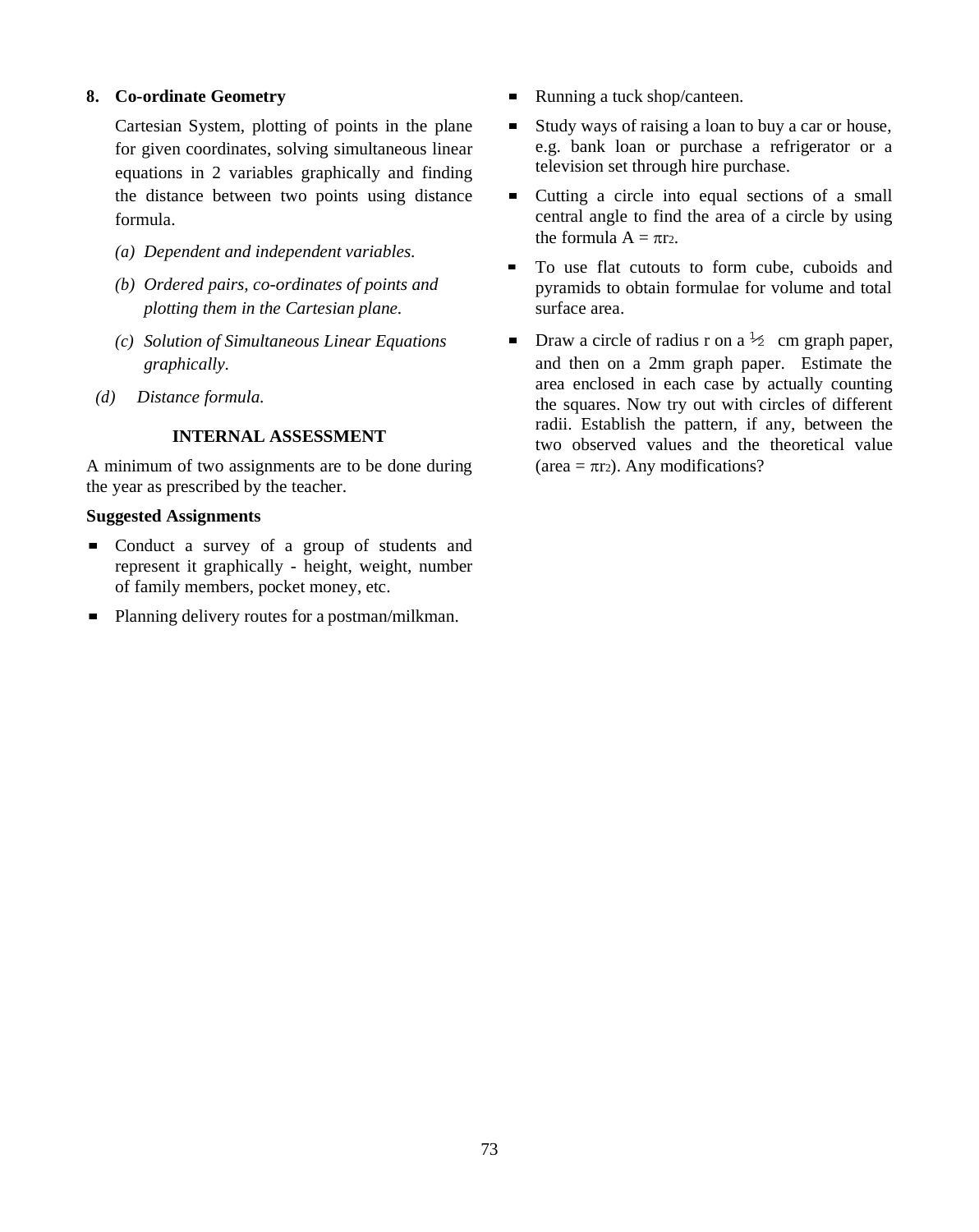### 8. Co-ordinate Geometry

Cartesian System, plotting of points in the plane for given coordinates, solving simultaneous linear equations in 2 variables graphically and finding the distance between two points using distance formula.

*(a) Dependent and independent variables.*

*(b) Ordered pairs, co-ordinates of points and plotting them in the Cartesian plane.*

*(c) Solution of Simultaneous Linear Equations graphically.*

*(d) Distance formula.*

## INTERNAL ASSESSMENT

A minimum of two assignments are to be done during the year as prescribed by the teacher.

**Suggested Assignments**

- Conduct a survey of a group of students and represent it graphically - height, weight, number of family members, pocket money, etc.
- Planning delivery routes for a postman/milkman.
- Running a tuck shop/canteen.
- Study ways of raising a loan to buy a car or house, e.g. bank loan or purchase a refrigerator or a television set through hire purchase.
- Cutting a circle into equal sections of a small central angle to find the area of a circle by using the formula $A = \pi r^2$.
- To use flat cutouts to form cube, cuboids and pyramids to obtain formulae for volume and total surface area.
- Draw a circle of radius r on a $\frac{1}{2}$ cm graph paper, and then on a 2mm graph paper. Estimate the area enclosed in each case by actually counting the squares. Now try out with circles of different radii. Establish the pattern, if any, between the two observed values and the theoretical value (area = $\pi r^2$). Any modifications?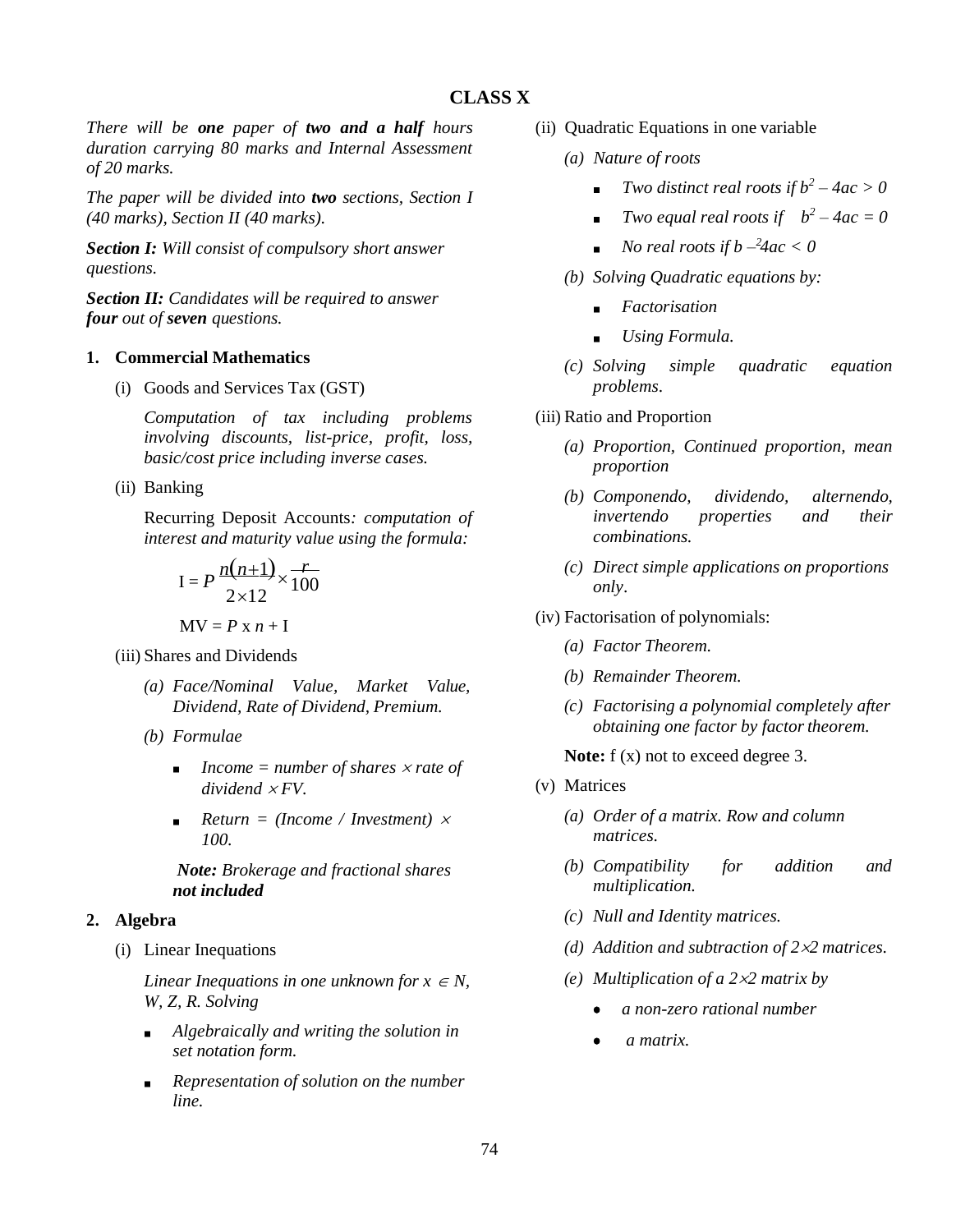## CLASS X

*There will be **one** paper of **two and a half** hours duration carrying 80 marks and Internal Assessment of 20 marks.*

*The paper will be divided into **two** sections, Section I (40 marks), Section II (40 marks).*

***Section I:** Will consist of compulsory short answer questions.*

***Section II:** Candidates will be required to answer **four** out of **seven** questions.*

### 1. Commercial Mathematics

(i) Goods and Services Tax (GST)

*Computation of tax including problems involving discounts, list-price, profit, loss, basic/cost price including inverse cases.*

(ii) Banking

Recurring Deposit Accounts*: computation of interest and maturity value using the formula:*

$$I = P\,\frac{n(n+1)}{2\times 12}\times\frac{r}{100}$$

$$MV = P \times n + I$$

(iii) Shares and Dividends

*(a) Face/Nominal Value, Market Value, Dividend, Rate of Dividend, Premium.*

*(b) Formulae*

- *Income = number of shares $\times$ rate of dividend $\times$ FV.*
- *Return = (Income / Investment) $\times$ 100.*

***Note:** Brokerage and fractional shares **not included***

### 2. Algebra

(i) Linear Inequations

*Linear Inequations in one unknown for $x \in N, W, Z, R$. Solving*

- *Algebraically and writing the solution in set notation form.*
- *Representation of solution on the number line.*

(ii) Quadratic Equations in one variable

*(a) Nature of roots*

- *Two distinct real roots if $b^2 - 4ac > 0$*
- *Two equal real roots if $b^2 - 4ac = 0$*
- *No real roots if $b^2 - 4ac < 0$*

*(b) Solving Quadratic equations by:*

- *Factorisation*
- *Using Formula.*

*(c) Solving simple quadratic equation problems.*

(iii) Ratio and Proportion

*(a) Proportion, Continued proportion, mean proportion*

*(b) Componendo, dividendo, alternendo, invertendo properties and their combinations.*

*(c) Direct simple applications on proportions only.*

(iv) Factorisation of polynomials:

*(a) Factor Theorem.*

*(b) Remainder Theorem.*

*(c) Factorising a polynomial completely after obtaining one factor by factor theorem.*

**Note:** f (x) not to exceed degree 3.

(v) Matrices

*(a) Order of a matrix. Row and column matrices.*

*(b) Compatibility for addition and multiplication.*

*(c) Null and Identity matrices.*

*(d) Addition and subtraction of $2\times2$ matrices.*

*(e) Multiplication of a $2\times2$ matrix by*

- *a non-zero rational number*
- *a matrix.*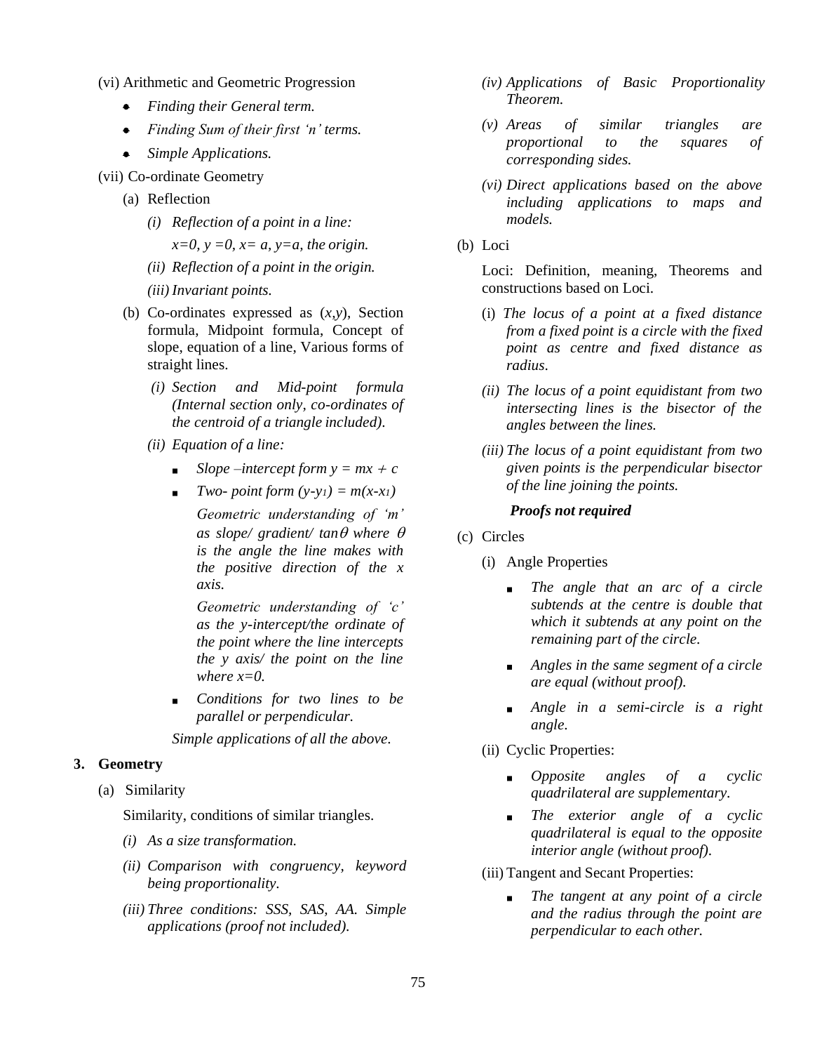(vi) Arithmetic and Geometric Progression

- *Finding their General term.*
- *Finding Sum of their first 'n' terms.*
- *Simple Applications.*

(vii) Co-ordinate Geometry

(a) Reflection

*(i) Reflection of a point in a line:*

*$x=0$, $y=0$, $x=a$, $y=a$, the origin.*

*(ii) Reflection of a point in the origin.*

*(iii) Invariant points.*

(b) Co-ordinates expressed as $(x,y)$, Section formula, Midpoint formula, Concept of slope, equation of a line, Various forms of straight lines.

*(i) Section and Mid-point formula (Internal section only, co-ordinates of the centroid of a triangle included).*

*(ii) Equation of a line:*

- *Slope –intercept form $y = mx + c$*
- *Two- point form $(y-y_1) = m(x-x_1)$*

  *Geometric understanding of 'm' as slope/ gradient/ $\tan\theta$ where $\theta$ is the angle the line makes with the positive direction of the x axis.*

  *Geometric understanding of 'c' as the y-intercept/the ordinate of the point where the line intercepts the y axis/ the point on the line where $x=0$.*

- *Conditions for two lines to be parallel or perpendicular.*

*Simple applications of all the above.*

## 3. Geometry

(a) Similarity

Similarity, conditions of similar triangles.

*(i) As a size transformation.*

*(ii) Comparison with congruency, keyword being proportionality.*

*(iii) Three conditions: SSS, SAS, AA. Simple applications (proof not included).*

*(iv) Applications of Basic Proportionality Theorem.*

*(v) Areas of similar triangles are proportional to the squares of corresponding sides.*

*(vi) Direct applications based on the above including applications to maps and models.*

(b) Loci

Loci: Definition, meaning, Theorems and constructions based on Loci.

(i) *The locus of a point at a fixed distance from a fixed point is a circle with the fixed point as centre and fixed distance as radius.*

*(ii) The locus of a point equidistant from two intersecting lines is the bisector of the angles between the lines.*

*(iii) The locus of a point equidistant from two given points is the perpendicular bisector of the line joining the points.*

***Proofs not required***

(c) Circles

(i) Angle Properties

- *The angle that an arc of a circle subtends at the centre is double that which it subtends at any point on the remaining part of the circle.*
- *Angles in the same segment of a circle are equal (without proof).*
- *Angle in a semi-circle is a right angle.*

(ii) Cyclic Properties:

- *Opposite angles of a cyclic quadrilateral are supplementary.*
- *The exterior angle of a cyclic quadrilateral is equal to the opposite interior angle (without proof).*

(iii) Tangent and Secant Properties:

- *The tangent at any point of a circle and the radius through the point are perpendicular to each other.*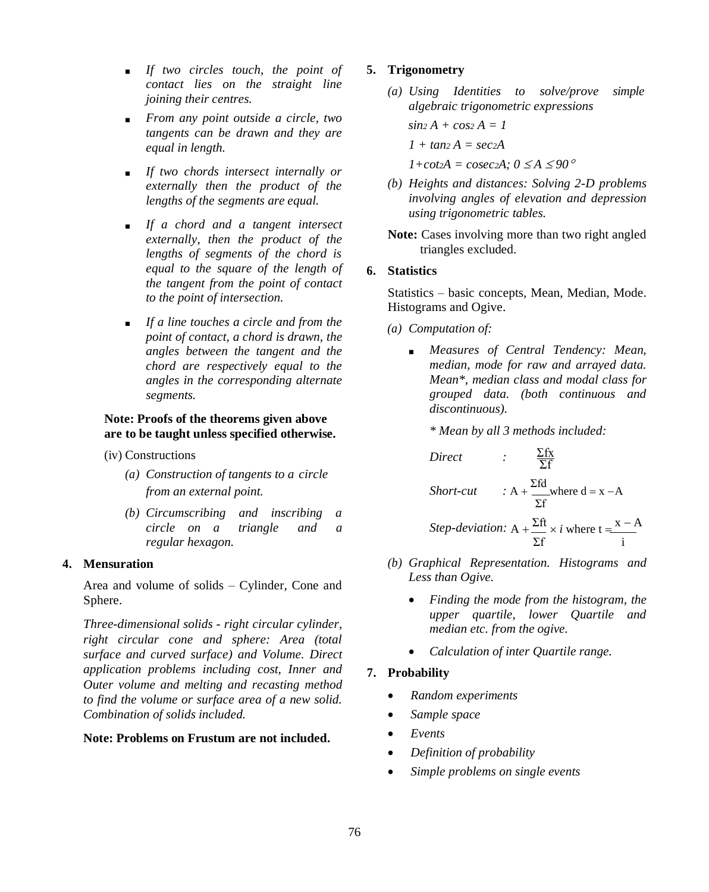- *If two circles touch, the point of contact lies on the straight line joining their centres.*
- *From any point outside a circle, two tangents can be drawn and they are equal in length.*
- *If two chords intersect internally or externally then the product of the lengths of the segments are equal.*
- *If a chord and a tangent intersect externally, then the product of the lengths of segments of the chord is equal to the square of the length of the tangent from the point of contact to the point of intersection.*
- *If a line touches a circle and from the point of contact, a chord is drawn, the angles between the tangent and the chord are respectively equal to the angles in the corresponding alternate segments.*

**Note: Proofs of the theorems given above are to be taught unless specified otherwise.**

(iv) Constructions

*(a) Construction of tangents to a circle from an external point.*

*(b) Circumscribing and inscribing a circle on a triangle and a regular hexagon.*

## 4. Mensuration

Area and volume of solids – Cylinder, Cone and Sphere.

*Three-dimensional solids - right circular cylinder, right circular cone and sphere: Area (total surface and curved surface) and Volume. Direct application problems including cost, Inner and Outer volume and melting and recasting method to find the volume or surface area of a new solid. Combination of solids included.*

**Note: Problems on Frustum are not included.**

## 5. Trigonometry

*(a) Using Identities to solve/prove simple algebraic trigonometric expressions*

$\sin^2 A + \cos^2 A = 1$

$1 + \tan^2 A = \sec^2 A$

$1 + \cot^2 A = \operatorname{cosec}^2 A;\ 0 \leq A \leq 90°$

*(b) Heights and distances: Solving 2-D problems involving angles of elevation and depression using trigonometric tables.*

**Note:** Cases involving more than two right angled triangles excluded.

## 6. Statistics

Statistics – basic concepts, Mean, Median, Mode. Histograms and Ogive.

*(a) Computation of:*

- *Measures of Central Tendency: Mean, median, mode for raw and arrayed data. Mean\*, median class and modal class for grouped data. (both continuous and discontinuous).*

  *\* Mean by all 3 methods included:*

  *Direct* : $\dfrac{\Sigma fx}{\Sigma f}$

  *Short-cut* : $A + \dfrac{\Sigma fd}{\Sigma f}$ where $d = x - A$

  *Step-deviation:* $A + \dfrac{\Sigma ft}{\Sigma f} \times i$ where $t = \dfrac{x - A}{i}$

*(b) Graphical Representation. Histograms and Less than Ogive.*

- *Finding the mode from the histogram, the upper quartile, lower Quartile and median etc. from the ogive.*
- *Calculation of inter Quartile range.*

## 7. Probability

- *Random experiments*
- *Sample space*
- *Events*
- *Definition of probability*
- *Simple problems on single events*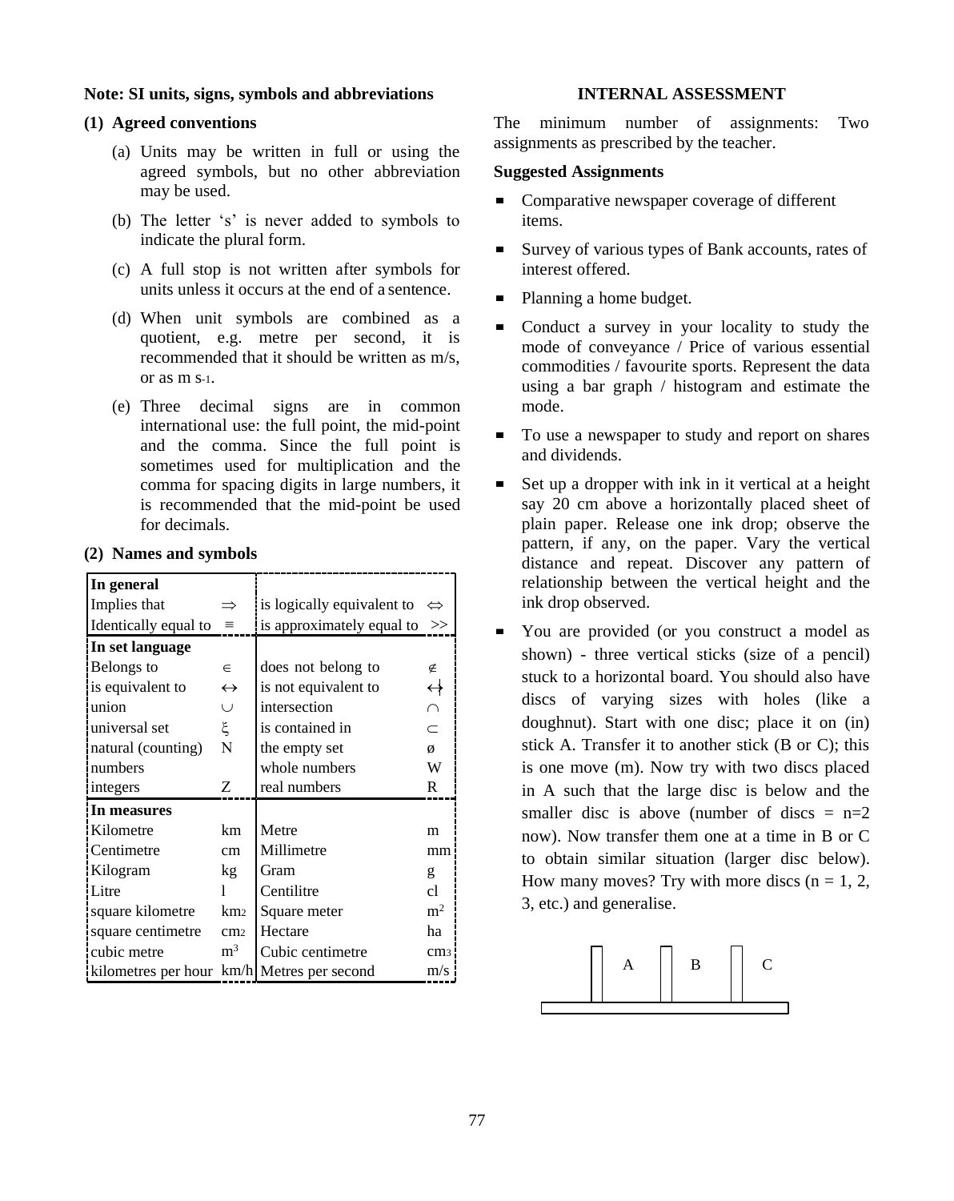**Note: SI units, signs, symbols and abbreviations**

**(1) Agreed conventions**

(a) Units may be written in full or using the agreed symbols, but no other abbreviation may be used.

(b) The letter 's' is never added to symbols to indicate the plural form.

(c) A full stop is not written after symbols for units unless it occurs at the end of a sentence.

(d) When unit symbols are combined as a quotient, e.g. metre per second, it is recommended that it should be written as m/s, or as m $s^{-1}$.

(e) Three decimal signs are in common international use: the full point, the mid-point and the comma. Since the full point is sometimes used for multiplication and the comma for spacing digits in large numbers, it is recommended that the mid-point be used for decimals.

**(2) Names and symbols**

| | | | |
|---|---|---|---|
| **In general** | | | |
| Implies that | $\Rightarrow$ | is logically equivalent to | $\Leftrightarrow$ |
| Identically equal to | $\equiv$ | is approximately equal to | >> |
| **In set language** | | | |
| Belongs to | $\in$ | does not belong to | $\notin$ |
| is equivalent to | $\leftrightarrow$ | is not equivalent to | $\not\leftrightarrow$ |
| union | $\cup$ | intersection | $\cap$ |
| universal set | $\xi$ | is contained in | $\subset$ |
| natural (counting) numbers | N | the empty set | ø |
| | | whole numbers | W |
| integers | Z | real numbers | R |
| **In measures** | | | |
| Kilometre | km | Metre | m |
| Centimetre | cm | Millimetre | mm |
| Kilogram | kg | Gram | g |
| Litre | l | Centilitre | cl |
| square kilometre | $km^2$ | Square meter | $m^2$ |
| square centimetre | $cm^2$ | Hectare | ha |
| cubic metre | $m^3$ | Cubic centimetre | $cm^3$ |
| kilometres per hour | km/h | Metres per second | m/s |

## INTERNAL ASSESSMENT

The minimum number of assignments: Two assignments as prescribed by the teacher.

**Suggested Assignments**

- Comparative newspaper coverage of different items.
- Survey of various types of Bank accounts, rates of interest offered.
- Planning a home budget.
- Conduct a survey in your locality to study the mode of conveyance / Price of various essential commodities / favourite sports. Represent the data using a bar graph / histogram and estimate the mode.
- To use a newspaper to study and report on shares and dividends.
- Set up a dropper with ink in it vertical at a height say 20 cm above a horizontally placed sheet of plain paper. Release one ink drop; observe the pattern, if any, on the paper. Vary the vertical distance and repeat. Discover any pattern of relationship between the vertical height and the ink drop observed.
- You are provided (or you construct a model as shown) - three vertical sticks (size of a pencil) stuck to a horizontal board. You should also have discs of varying sizes with holes (like a doughnut). Start with one disc; place it on (in) stick A. Transfer it to another stick (B or C); this is one move (m). Now try with two discs placed in A such that the large disc is below and the smaller disc is above (number of discs = n=2 now). Now transfer them one at a time in B or C to obtain similar situation (larger disc below). How many moves? Try with more discs (n = 1, 2, 3, etc.) and generalise.

A B C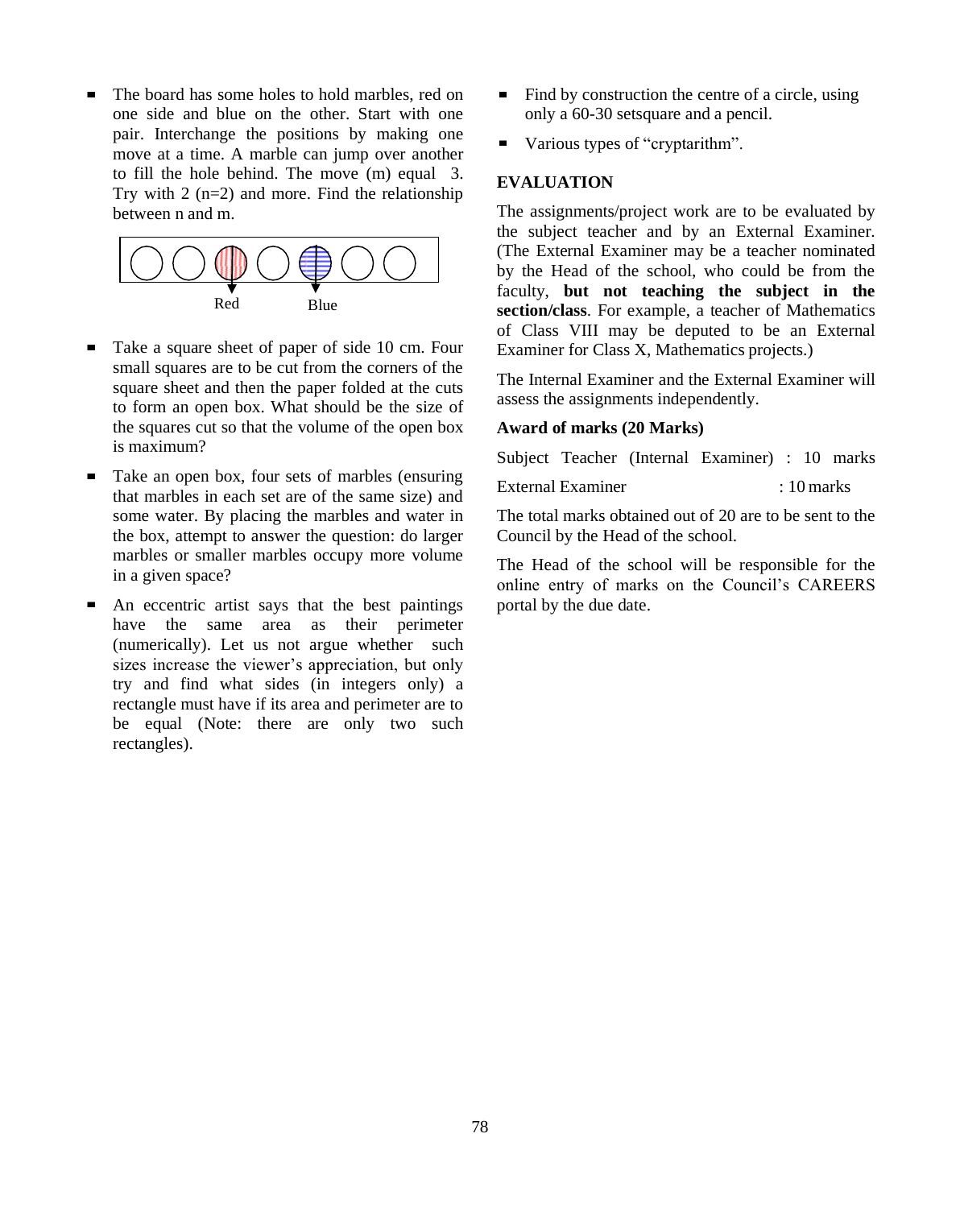- The board has some holes to hold marbles, red on one side and blue on the other. Start with one pair. Interchange the positions by making one move at a time. A marble can jump over another to fill the hole behind. The move (m) equal 3. Try with 2 (n=2) and more. Find the relationship between n and m.

Red Blue

- Take a square sheet of paper of side 10 cm. Four small squares are to be cut from the corners of the square sheet and then the paper folded at the cuts to form an open box. What should be the size of the squares cut so that the volume of the open box is maximum?
- Take an open box, four sets of marbles (ensuring that marbles in each set are of the same size) and some water. By placing the marbles and water in the box, attempt to answer the question: do larger marbles or smaller marbles occupy more volume in a given space?
- An eccentric artist says that the best paintings have the same area as their perimeter (numerically). Let us not argue whether such sizes increase the viewer's appreciation, but only try and find what sides (in integers only) a rectangle must have if its area and perimeter are to be equal (Note: there are only two such rectangles).
- Find by construction the centre of a circle, using only a 60-30 setsquare and a pencil.
- Various types of "cryptarithm".

**EVALUATION**

The assignments/project work are to be evaluated by the subject teacher and by an External Examiner. (The External Examiner may be a teacher nominated by the Head of the school, who could be from the faculty, **but not teaching the subject in the section/class**. For example, a teacher of Mathematics of Class VIII may be deputed to be an External Examiner for Class X, Mathematics projects.)

The Internal Examiner and the External Examiner will assess the assignments independently.

**Award of marks (20 Marks)**

Subject Teacher (Internal Examiner) : 10 marks

External Examiner : 10 marks

The total marks obtained out of 20 are to be sent to the Council by the Head of the school.

The Head of the school will be responsible for the online entry of marks on the Council's CAREERS portal by the due date.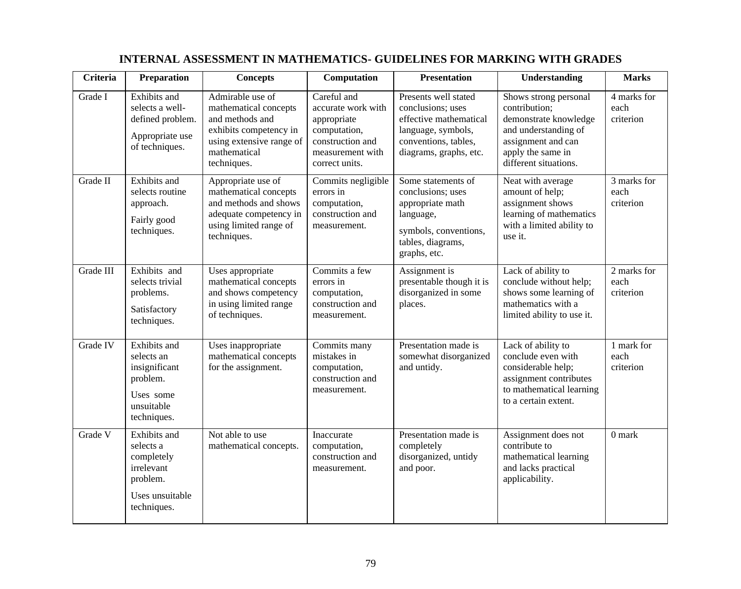## INTERNAL ASSESSMENT IN MATHEMATICS- GUIDELINES FOR MARKING WITH GRADES

| Criteria | Preparation | Concepts | Computation | Presentation | Understanding | Marks |
|---|---|---|---|---|---|---|
| Grade I | Exhibits and selects a well-defined problem. Appropriate use of techniques. | Admirable use of mathematical concepts and methods and exhibits competency in using extensive range of mathematical techniques. | Careful and accurate work with appropriate computation, construction and measurement with correct units. | Presents well stated conclusions; uses effective mathematical language, symbols, conventions, tables, diagrams, graphs, etc. | Shows strong personal contribution; demonstrate knowledge and understanding of assignment and can apply the same in different situations. | 4 marks for each criterion |
| Grade II | Exhibits and selects routine approach. Fairly good techniques. | Appropriate use of mathematical concepts and methods and shows adequate competency in using limited range of techniques. | Commits negligible errors in computation, construction and measurement. | Some statements of conclusions; uses appropriate math language, symbols, conventions, tables, diagrams, graphs, etc. | Neat with average amount of help; assignment shows learning of mathematics with a limited ability to use it. | 3 marks for each criterion |
| Grade III | Exhibits and selects trivial problems. Satisfactory techniques. | Uses appropriate mathematical concepts and shows competency in using limited range of techniques. | Commits a few errors in computation, construction and measurement. | Assignment is presentable though it is disorganized in some places. | Lack of ability to conclude without help; shows some learning of mathematics with a limited ability to use it. | 2 marks for each criterion |
| Grade IV | Exhibits and selects an insignificant problem. Uses some unsuitable techniques. | Uses inappropriate mathematical concepts for the assignment. | Commits many mistakes in computation, construction and measurement. | Presentation made is somewhat disorganized and untidy. | Lack of ability to conclude even with considerable help; assignment contributes to mathematical learning to a certain extent. | 1 mark for each criterion |
| Grade V | Exhibits and selects a completely irrelevant problem. Uses unsuitable techniques. | Not able to use mathematical concepts. | Inaccurate computation, construction and measurement. | Presentation made is completely disorganized, untidy and poor. | Assignment does not contribute to mathematical learning and lacks practical applicability. | 0 mark |